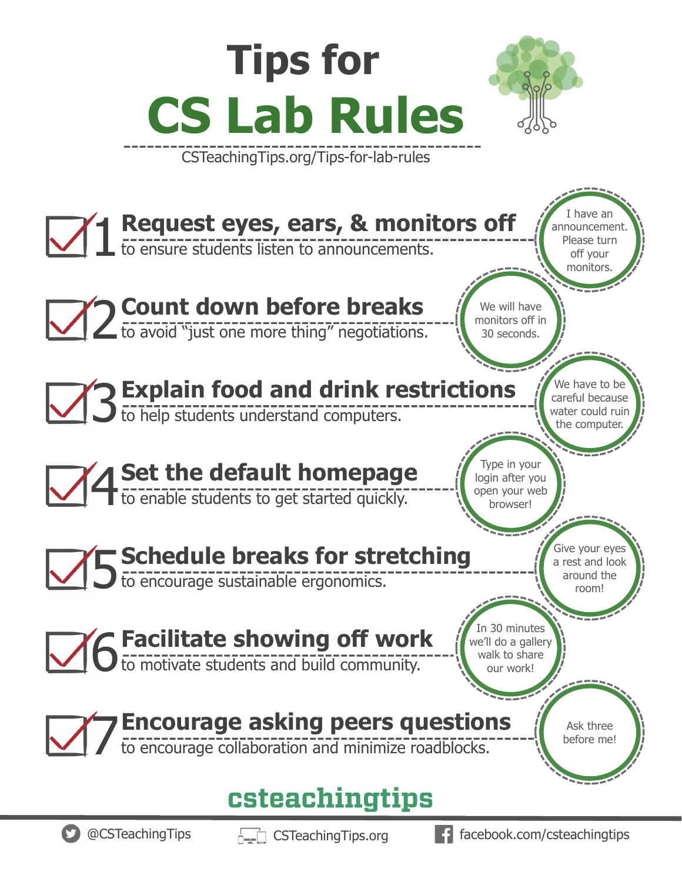# Tips for CS Lab Rules

CSTeachingTips.org/Tips-for-lab-rules

## 1 Request eyes, ears, & monitors off

to ensure students listen to announcements.

I have an announcement. Please turn off your monitors.

## 2 Count down before breaks

to avoid "just one more thing" negotiations.

We will have monitors off in 30 seconds.

## 3 Explain food and drink restrictions

to help students understand computers.

We have to be careful because water could ruin the computer.

## 4 Set the default homepage

to enable students to get started quickly.

Type in your login after you open your web browser!

## 5 Schedule breaks for stretching

to encourage sustainable ergonomics.

Give your eyes a rest and look around the room!

## 6 Facilitate showing off work

to motivate students and build community.

In 30 minutes we'll do a gallery walk to share our work!

## 7 Encourage asking peers questions

to encourage collaboration and minimize roadblocks.

Ask three before me!

**csteachingtips**

@CSTeachingTips | CSTeachingTips.org | facebook.com/csteachingtips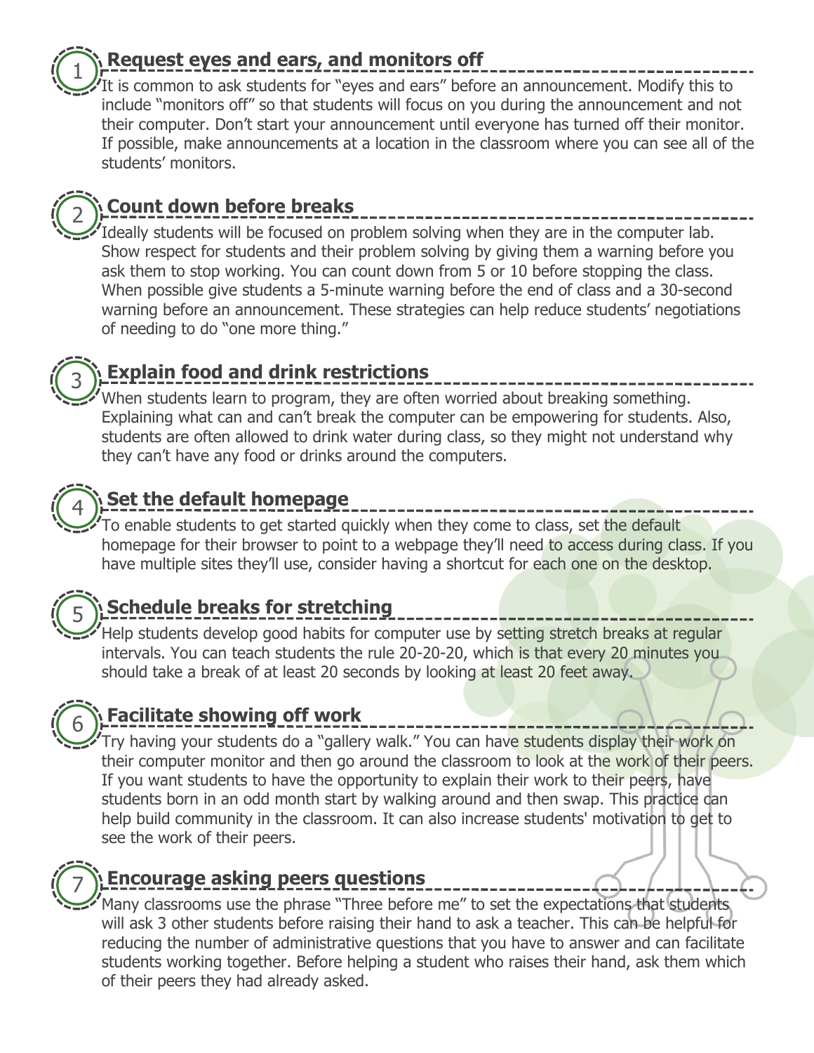## 1 Request eyes and ears, and monitors off

It is common to ask students for "eyes and ears" before an announcement. Modify this to include "monitors off" so that students will focus on you during the announcement and not their computer. Don't start your announcement until everyone has turned off their monitor. If possible, make announcements at a location in the classroom where you can see all of the students' monitors.

## 2 Count down before breaks

Ideally students will be focused on problem solving when they are in the computer lab. Show respect for students and their problem solving by giving them a warning before you ask them to stop working. You can count down from 5 or 10 before stopping the class. When possible give students a 5-minute warning before the end of class and a 30-second warning before an announcement. These strategies can help reduce students' negotiations of needing to do "one more thing."

## 3 Explain food and drink restrictions

When students learn to program, they are often worried about breaking something. Explaining what can and can't break the computer can be empowering for students. Also, students are often allowed to drink water during class, so they might not understand why they can't have any food or drinks around the computers.

## 4 Set the default homepage

To enable students to get started quickly when they come to class, set the default homepage for their browser to point to a webpage they'll need to access during class. If you have multiple sites they'll use, consider having a shortcut for each one on the desktop.

## 5 Schedule breaks for stretching

Help students develop good habits for computer use by setting stretch breaks at regular intervals. You can teach students the rule 20-20-20, which is that every 20 minutes you should take a break of at least 20 seconds by looking at least 20 feet away.

## 6 Facilitate showing off work

Try having your students do a "gallery walk." You can have students display their work on their computer monitor and then go around the classroom to look at the work of their peers. If you want students to have the opportunity to explain their work to their peers, have students born in an odd month start by walking around and then swap. This practice can help build community in the classroom. It can also increase students' motivation to get to see the work of their peers.

## 7 Encourage asking peers questions

Many classrooms use the phrase "Three before me" to set the expectations that students will ask 3 other students before raising their hand to ask a teacher. This can be helpful for reducing the number of administrative questions that you have to answer and can facilitate students working together. Before helping a student who raises their hand, ask them which of their peers they had already asked.